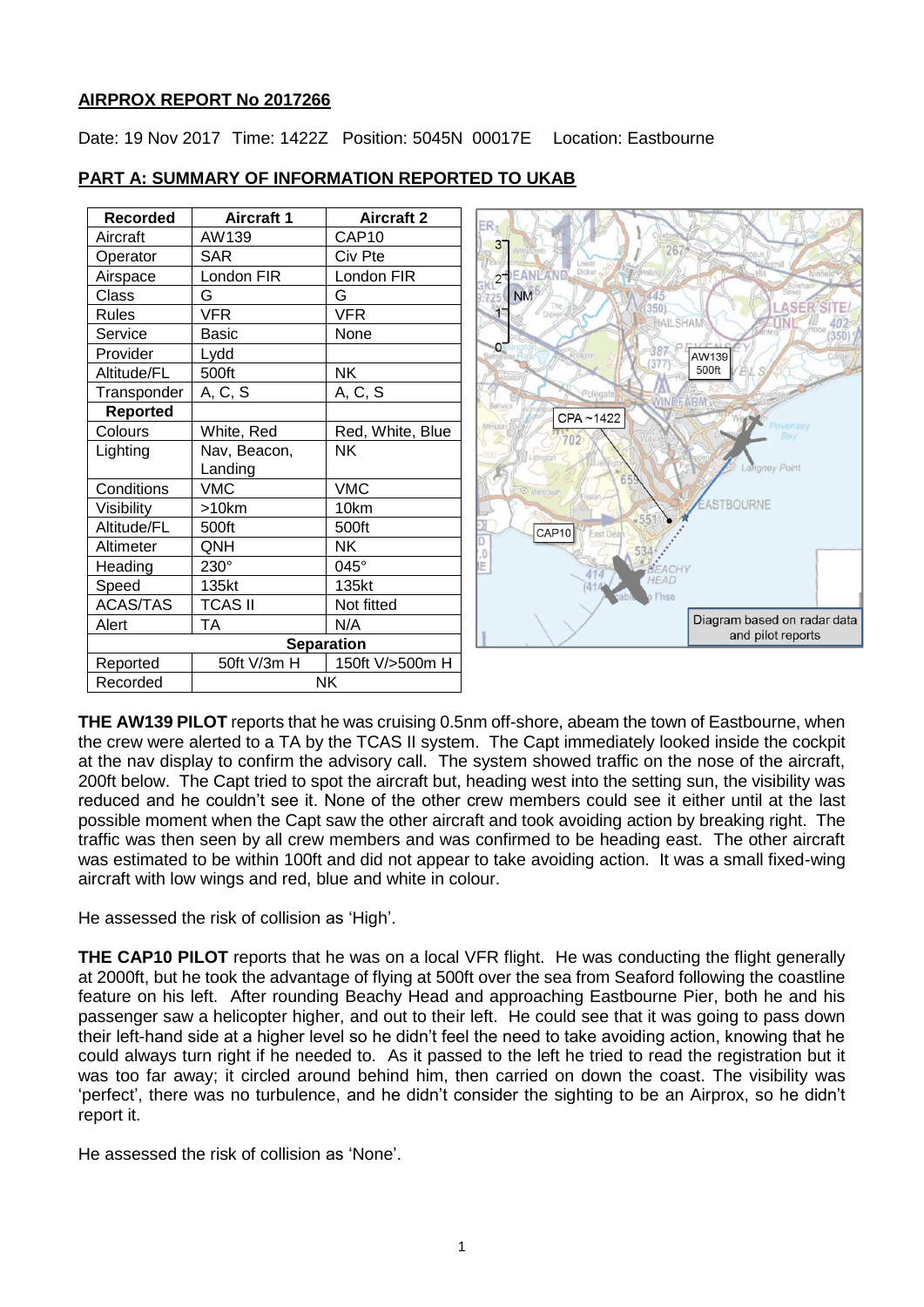**AIRPROX REPORT No 2017266**

Date: 19 Nov 2017 Time: 1422Z Position: 5045N 00017E Location: Eastbourne

**PART A: SUMMARY OF INFORMATION REPORTED TO UKAB**

| Recorded | Aircraft 1 | Aircraft 2 |
|---|---|---|
| Aircraft | AW139 | CAP10 |
| Operator | SAR | Civ Pte |
| Airspace | London FIR | London FIR |
| Class | G | G |
| Rules | VFR | VFR |
| Service | Basic | None |
| Provider | Lydd | |
| Altitude/FL | 500ft | NK |
| Transponder | A, C, S | A, C, S |
| **Reported** | | |
| Colours | White, Red | Red, White, Blue |
| Lighting | Nav, Beacon, Landing | NK |
| Conditions | VMC | VMC |
| Visibility | >10km | 10km |
| Altitude/FL | 500ft | 500ft |
| Altimeter | QNH | NK |
| Heading | 230° | 045° |
| Speed | 135kt | 135kt |
| ACAS/TAS | TCAS II | Not fitted |
| Alert | TA | N/A |
| **Separation** | | |
| Reported | 50ft V/3m H | 150ft V/>500m H |
| Recorded | NK | |

Diagram based on radar data and pilot reports

**THE AW139 PILOT** reports that he was cruising 0.5nm off-shore, abeam the town of Eastbourne, when the crew were alerted to a TA by the TCAS II system. The Capt immediately looked inside the cockpit at the nav display to confirm the advisory call. The system showed traffic on the nose of the aircraft, 200ft below. The Capt tried to spot the aircraft but, heading west into the setting sun, the visibility was reduced and he couldn't see it. None of the other crew members could see it either until at the last possible moment when the Capt saw the other aircraft and took avoiding action by breaking right. The traffic was then seen by all crew members and was confirmed to be heading east. The other aircraft was estimated to be within 100ft and did not appear to take avoiding action. It was a small fixed-wing aircraft with low wings and red, blue and white in colour.

He assessed the risk of collision as 'High'.

**THE CAP10 PILOT** reports that he was on a local VFR flight. He was conducting the flight generally at 2000ft, but he took the advantage of flying at 500ft over the sea from Seaford following the coastline feature on his left. After rounding Beachy Head and approaching Eastbourne Pier, both he and his passenger saw a helicopter higher, and out to their left. He could see that it was going to pass down their left-hand side at a higher level so he didn't feel the need to take avoiding action, knowing that he could always turn right if he needed to. As it passed to the left he tried to read the registration but it was too far away; it circled around behind him, then carried on down the coast. The visibility was 'perfect', there was no turbulence, and he didn't consider the sighting to be an Airprox, so he didn't report it.

He assessed the risk of collision as 'None'.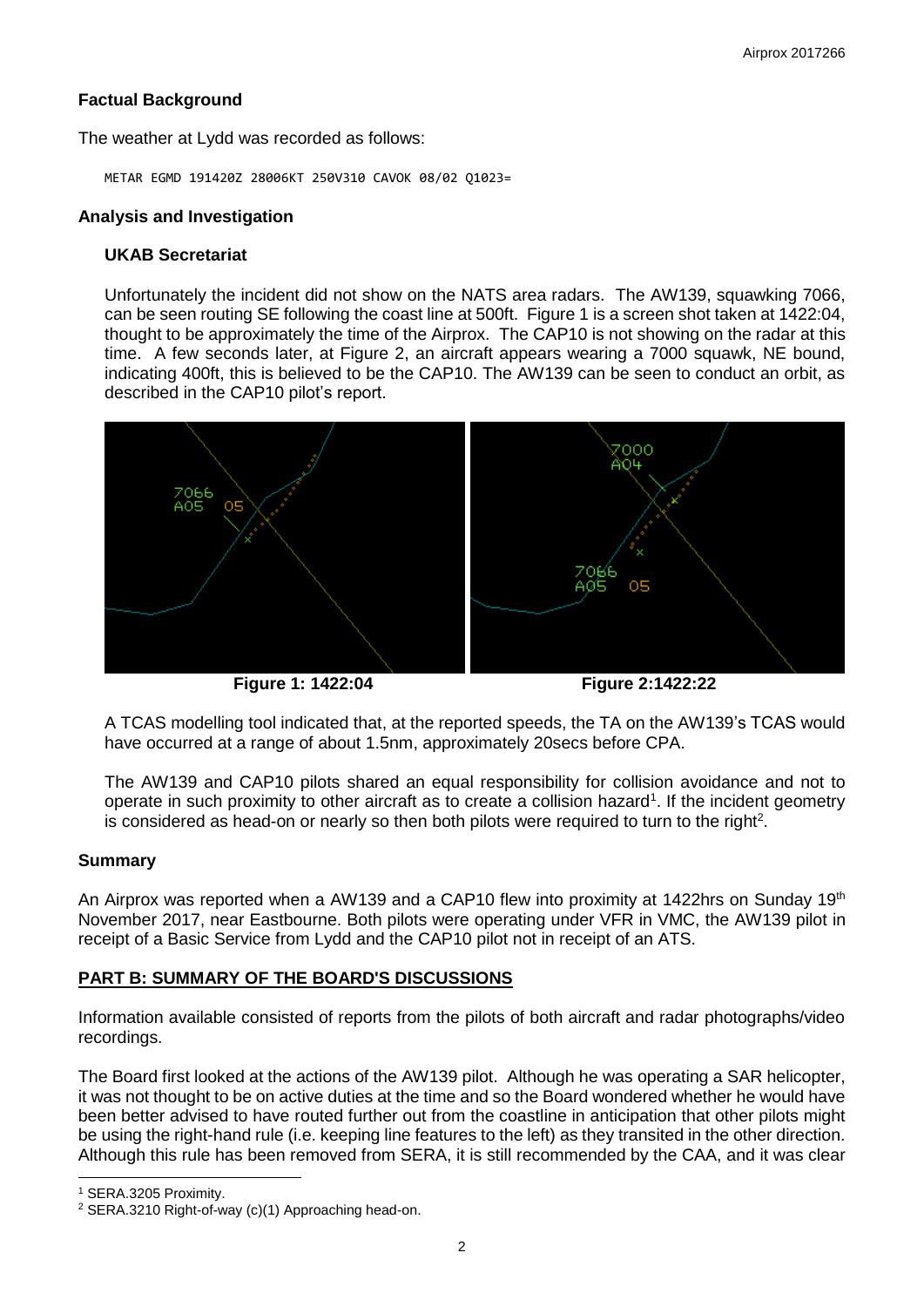## Factual Background

The weather at Lydd was recorded as follows:

```
METAR EGMD 191420Z 28006KT 250V310 CAVOK 08/02 Q1023=
```

## Analysis and Investigation

### UKAB Secretariat

Unfortunately the incident did not show on the NATS area radars. The AW139, squawking 7066, can be seen routing SE following the coast line at 500ft. Figure 1 is a screen shot taken at 1422:04, thought to be approximately the time of the Airprox. The CAP10 is not showing on the radar at this time. A few seconds later, at Figure 2, an aircraft appears wearing a 7000 squawk, NE bound, indicating 400ft, this is believed to be the CAP10. The AW139 can be seen to conduct an orbit, as described in the CAP10 pilot's report.

**Figure 1: 1422:04** **Figure 2:1422:22**

A TCAS modelling tool indicated that, at the reported speeds, the TA on the AW139's TCAS would have occurred at a range of about 1.5nm, approximately 20secs before CPA.

The AW139 and CAP10 pilots shared an equal responsibility for collision avoidance and not to operate in such proximity to other aircraft as to create a collision hazard[1]. If the incident geometry is considered as head-on or nearly so then both pilots were required to turn to the right[2].

## Summary

An Airprox was reported when a AW139 and a CAP10 flew into proximity at 1422hrs on Sunday 19th November 2017, near Eastbourne. Both pilots were operating under VFR in VMC, the AW139 pilot in receipt of a Basic Service from Lydd and the CAP10 pilot not in receipt of an ATS.

## PART B: SUMMARY OF THE BOARD'S DISCUSSIONS

Information available consisted of reports from the pilots of both aircraft and radar photographs/video recordings.

The Board first looked at the actions of the AW139 pilot. Although he was operating a SAR helicopter, it was not thought to be on active duties at the time and so the Board wondered whether he would have been better advised to have routed further out from the coastline in anticipation that other pilots might be using the right-hand rule (i.e. keeping line features to the left) as they transited in the other direction. Although this rule has been removed from SERA, it is still recommended by the CAA, and it was clear

---

[1] SERA.3205 Proximity.

[2] SERA.3210 Right-of-way (c)(1) Approaching head-on.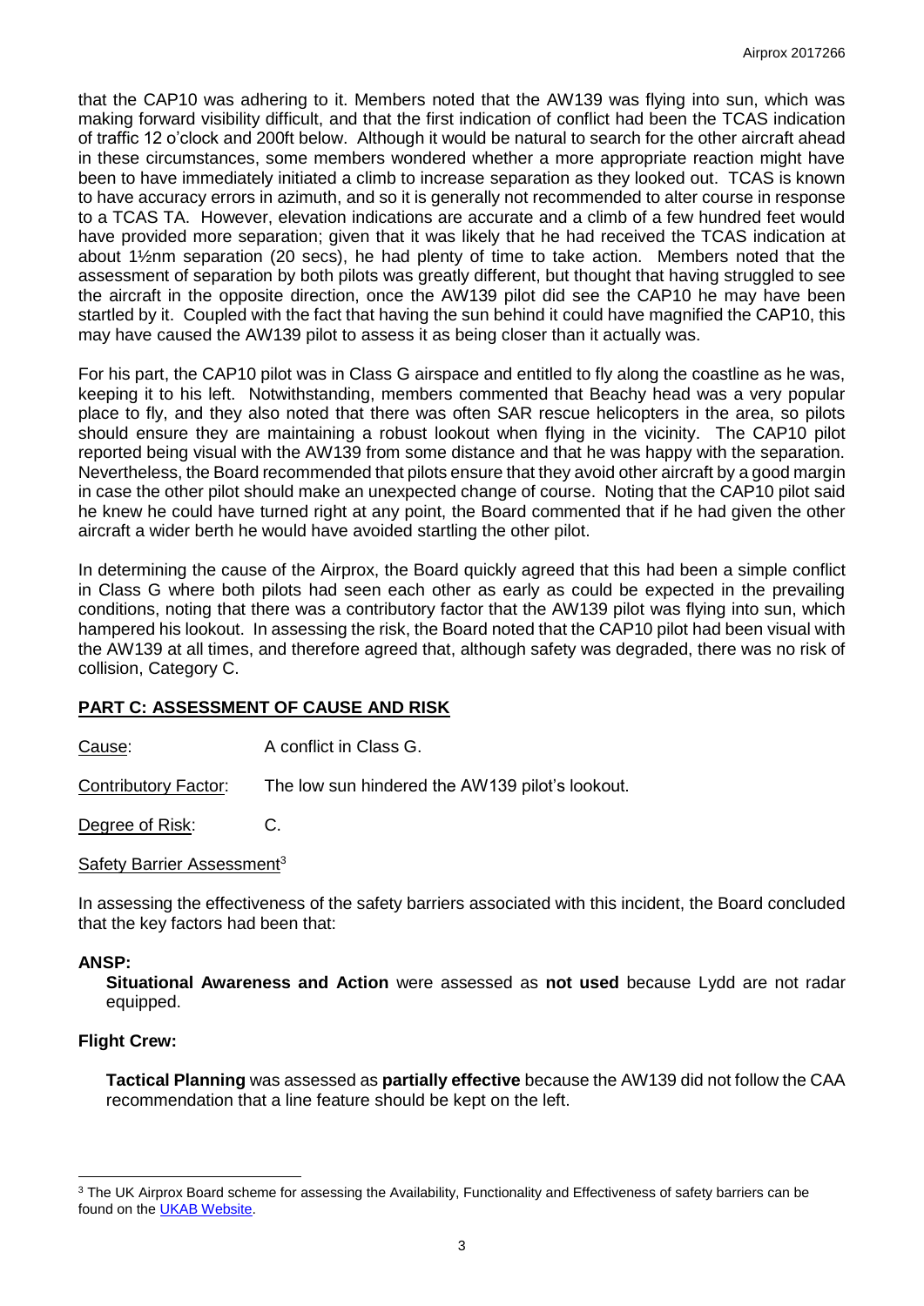that the CAP10 was adhering to it. Members noted that the AW139 was flying into sun, which was making forward visibility difficult, and that the first indication of conflict had been the TCAS indication of traffic 12 o'clock and 200ft below. Although it would be natural to search for the other aircraft ahead in these circumstances, some members wondered whether a more appropriate reaction might have been to have immediately initiated a climb to increase separation as they looked out. TCAS is known to have accuracy errors in azimuth, and so it is generally not recommended to alter course in response to a TCAS TA. However, elevation indications are accurate and a climb of a few hundred feet would have provided more separation; given that it was likely that he had received the TCAS indication at about 1½nm separation (20 secs), he had plenty of time to take action. Members noted that the assessment of separation by both pilots was greatly different, but thought that having struggled to see the aircraft in the opposite direction, once the AW139 pilot did see the CAP10 he may have been startled by it. Coupled with the fact that having the sun behind it could have magnified the CAP10, this may have caused the AW139 pilot to assess it as being closer than it actually was.

For his part, the CAP10 pilot was in Class G airspace and entitled to fly along the coastline as he was, keeping it to his left. Notwithstanding, members commented that Beachy head was a very popular place to fly, and they also noted that there was often SAR rescue helicopters in the area, so pilots should ensure they are maintaining a robust lookout when flying in the vicinity. The CAP10 pilot reported being visual with the AW139 from some distance and that he was happy with the separation. Nevertheless, the Board recommended that pilots ensure that they avoid other aircraft by a good margin in case the other pilot should make an unexpected change of course. Noting that the CAP10 pilot said he knew he could have turned right at any point, the Board commented that if he had given the other aircraft a wider berth he would have avoided startling the other pilot.

In determining the cause of the Airprox, the Board quickly agreed that this had been a simple conflict in Class G where both pilots had seen each other as early as could be expected in the prevailing conditions, noting that there was a contributory factor that the AW139 pilot was flying into sun, which hampered his lookout. In assessing the risk, the Board noted that the CAP10 pilot had been visual with the AW139 at all times, and therefore agreed that, although safety was degraded, there was no risk of collision, Category C.

## PART C: ASSESSMENT OF CAUSE AND RISK

Cause: A conflict in Class G.

Contributory Factor: The low sun hindered the AW139 pilot's lookout.

Degree of Risk: C.

Safety Barrier Assessment[3]

In assessing the effectiveness of the safety barriers associated with this incident, the Board concluded that the key factors had been that:

### ANSP:

**Situational Awareness and Action** were assessed as **not used** because Lydd are not radar equipped.

### Flight Crew:

**Tactical Planning** was assessed as **partially effective** because the AW139 did not follow the CAA recommendation that a line feature should be kept on the left.

[3] The UK Airprox Board scheme for assessing the Availability, Functionality and Effectiveness of safety barriers can be found on the UKAB Website.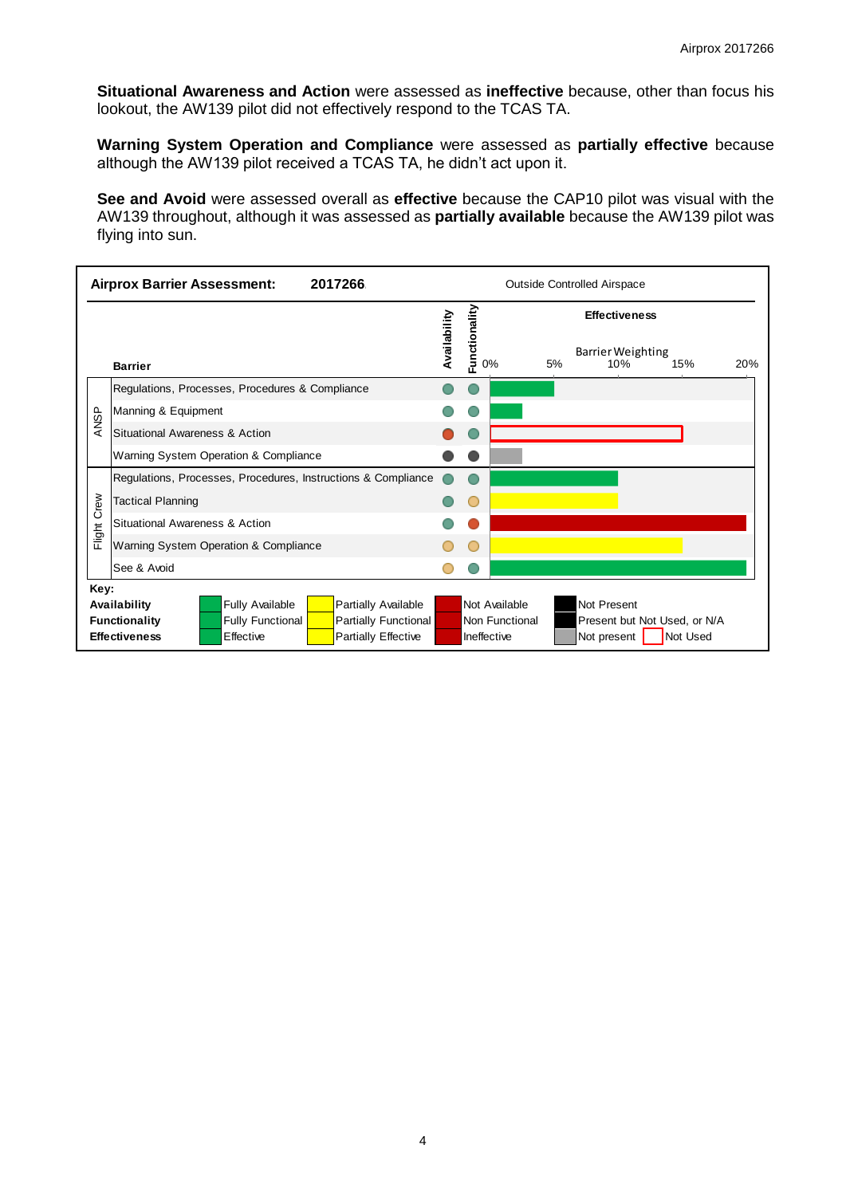**Situational Awareness and Action** were assessed as **ineffective** because, other than focus his lookout, the AW139 pilot did not effectively respond to the TCAS TA.

**Warning System Operation and Compliance** were assessed as **partially effective** because although the AW139 pilot received a TCAS TA, he didn't act upon it.

**See and Avoid** were assessed overall as **effective** because the CAP10 pilot was visual with the AW139 throughout, although it was assessed as **partially available** because the AW139 pilot was flying into sun.

**Airprox Barrier Assessment: 2017266**

Outside Controlled Airspace

Barrier

Availability

Functionality

Effectiveness

Barrier Weighting

0%

5%

10%

15%

20%

ANSP

Regulations, Processes, Procedures & Compliance

Manning & Equipment

Situational Awareness & Action

Warning System Operation & Compliance

Flight Crew

Regulations, Processes, Procedures, Instructions & Compliance

Tactical Planning

Situational Awareness & Action

Warning System Operation & Compliance

See & Avoid

Key:

**Availability** Fully Available, Partially Available, Not Available, Not Present

**Functionality** Fully Functional, Partially Functional, Non Functional, Present but Not Used, or N/A

**Effectiveness** Effective, Partially Effective, Ineffective, Not present, Not Used